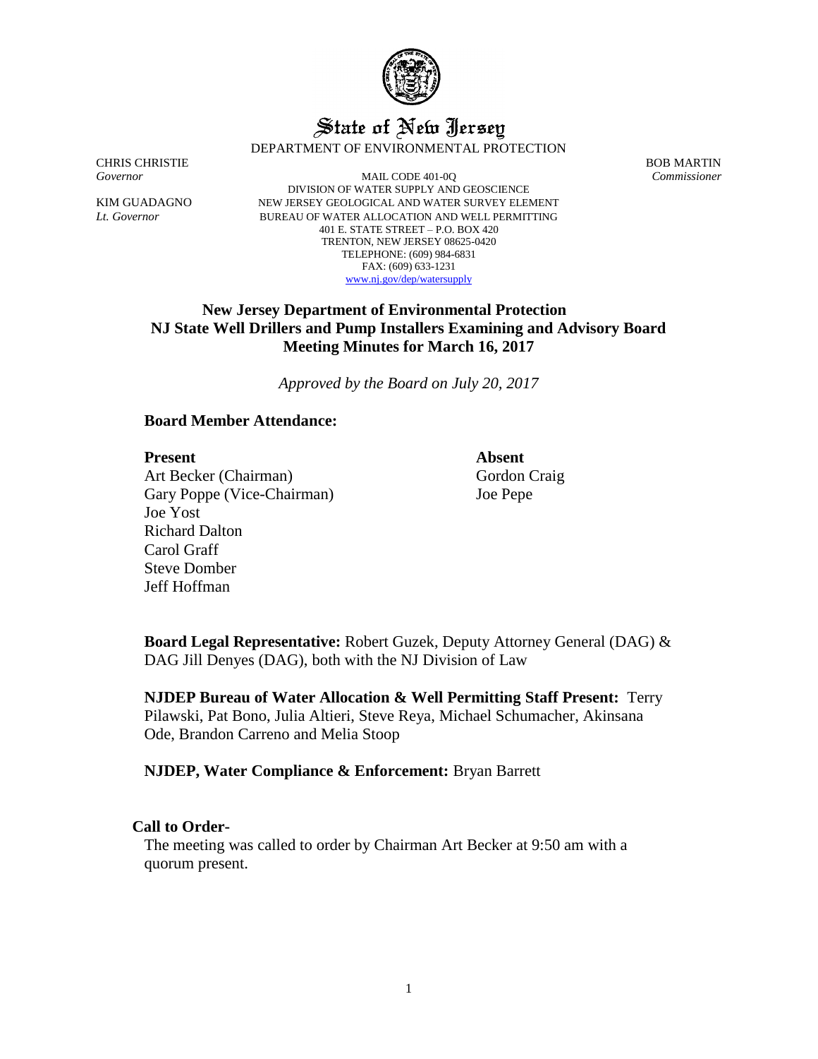State of New Jersey

DEPARTMENT OF ENVIRONMENTAL PROTECTION

CHRIS CHRISTIE
*Governor*

KIM GUADAGNO
*Lt. Governor*

MAIL CODE 401-0Q
DIVISION OF WATER SUPPLY AND GEOSCIENCE
NEW JERSEY GEOLOGICAL AND WATER SURVEY ELEMENT
BUREAU OF WATER ALLOCATION AND WELL PERMITTING
401 E. STATE STREET – P.O. BOX 420
TRENTON, NEW JERSEY 08625-0420
TELEPHONE: (609) 984-6831
FAX: (609) 633-1231
www.nj.gov/dep/watersupply

BOB MARTIN
*Commissioner*

## New Jersey Department of Environmental Protection
## NJ State Well Drillers and Pump Installers Examining and Advisory Board
## Meeting Minutes for March 16, 2017

*Approved by the Board on July 20, 2017*

### Board Member Attendance:

| **Present** | **Absent** |
|---|---|
| Art Becker (Chairman) | Gordon Craig |
| Gary Poppe (Vice-Chairman) | Joe Pepe |
| Joe Yost | |
| Richard Dalton | |
| Carol Graff | |
| Steve Domber | |
| Jeff Hoffman | |

**Board Legal Representative:** Robert Guzek, Deputy Attorney General (DAG) & DAG Jill Denyes (DAG), both with the NJ Division of Law

**NJDEP Bureau of Water Allocation & Well Permitting Staff Present:** Terry Pilawski, Pat Bono, Julia Altieri, Steve Reya, Michael Schumacher, Akinsana Ode, Brandon Carreno and Melia Stoop

**NJDEP, Water Compliance & Enforcement:** Bryan Barrett

### Call to Order-

The meeting was called to order by Chairman Art Becker at 9:50 am with a quorum present.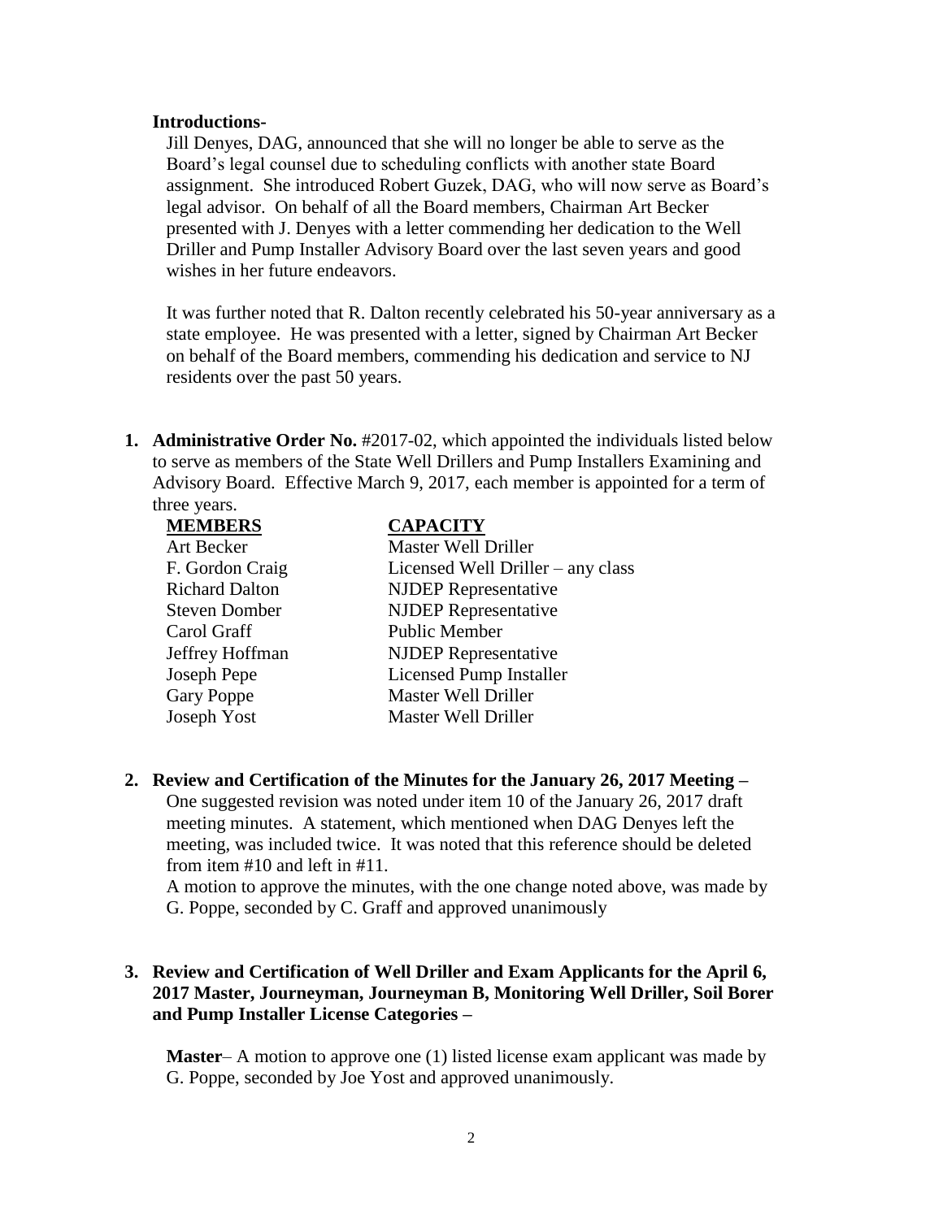**Introductions-**

Jill Denyes, DAG, announced that she will no longer be able to serve as the Board's legal counsel due to scheduling conflicts with another state Board assignment. She introduced Robert Guzek, DAG, who will now serve as Board's legal advisor. On behalf of all the Board members, Chairman Art Becker presented with J. Denyes with a letter commending her dedication to the Well Driller and Pump Installer Advisory Board over the last seven years and good wishes in her future endeavors.

It was further noted that R. Dalton recently celebrated his 50-year anniversary as a state employee. He was presented with a letter, signed by Chairman Art Becker on behalf of the Board members, commending his dedication and service to NJ residents over the past 50 years.

1. **Administrative Order No.** #2017-02, which appointed the individuals listed below to serve as members of the State Well Drillers and Pump Installers Examining and Advisory Board. Effective March 9, 2017, each member is appointed for a term of three years.

| **MEMBERS** | **CAPACITY** |
| --- | --- |
| Art Becker | Master Well Driller |
| F. Gordon Craig | Licensed Well Driller – any class |
| Richard Dalton | NJDEP Representative |
| Steven Domber | NJDEP Representative |
| Carol Graff | Public Member |
| Jeffrey Hoffman | NJDEP Representative |
| Joseph Pepe | Licensed Pump Installer |
| Gary Poppe | Master Well Driller |
| Joseph Yost | Master Well Driller |

2. **Review and Certification of the Minutes for the January 26, 2017 Meeting –** One suggested revision was noted under item 10 of the January 26, 2017 draft meeting minutes. A statement, which mentioned when DAG Denyes left the meeting, was included twice. It was noted that this reference should be deleted from item #10 and left in #11.
   A motion to approve the minutes, with the one change noted above, was made by G. Poppe, seconded by C. Graff and approved unanimously

3. **Review and Certification of Well Driller and Exam Applicants for the April 6, 2017 Master, Journeyman, Journeyman B, Monitoring Well Driller, Soil Borer and Pump Installer License Categories –**

   **Master**– A motion to approve one (1) listed license exam applicant was made by G. Poppe, seconded by Joe Yost and approved unanimously.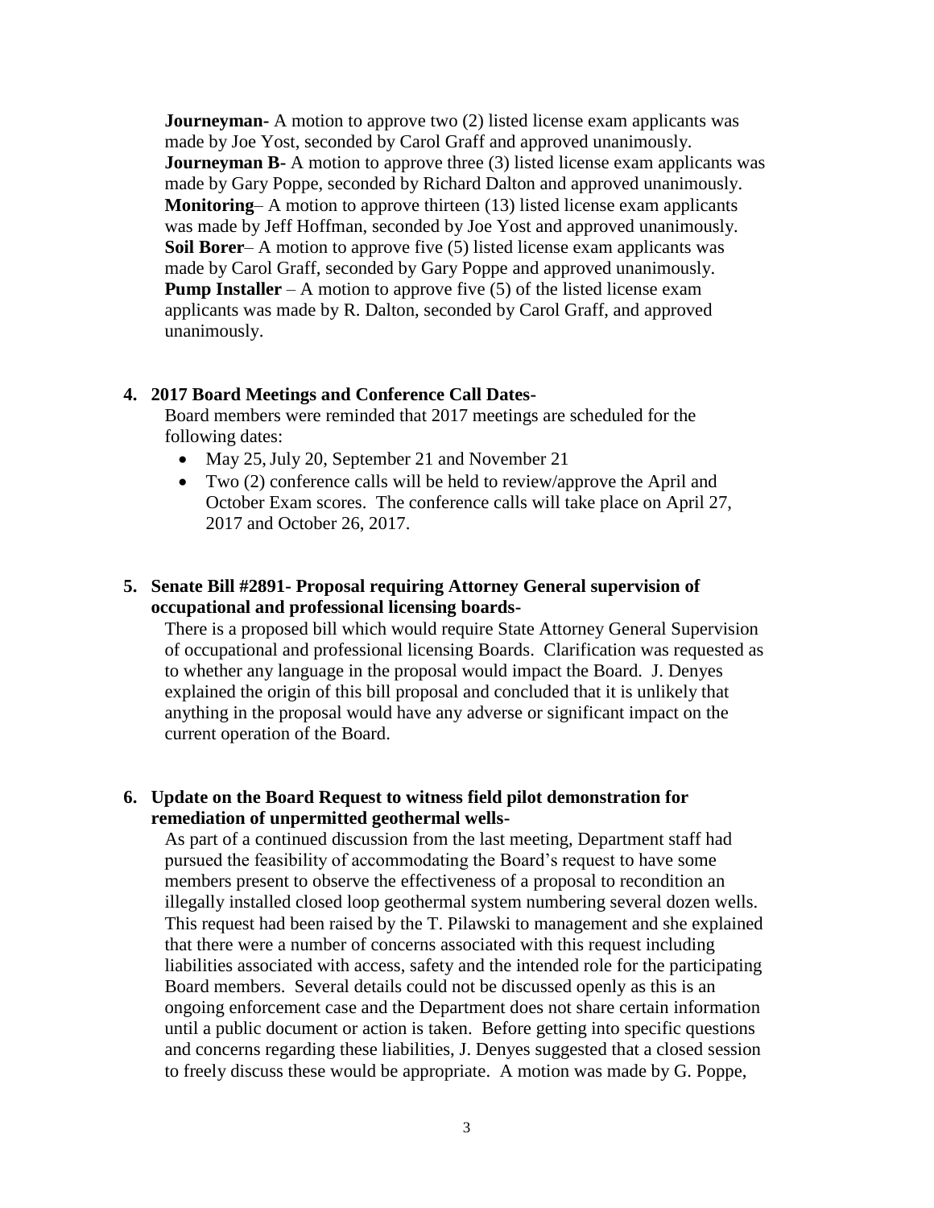**Journeyman-** A motion to approve two (2) listed license exam applicants was made by Joe Yost, seconded by Carol Graff and approved unanimously.
**Journeyman B-** A motion to approve three (3) listed license exam applicants was made by Gary Poppe, seconded by Richard Dalton and approved unanimously.
**Monitoring**– A motion to approve thirteen (13) listed license exam applicants was made by Jeff Hoffman, seconded by Joe Yost and approved unanimously.
**Soil Borer**– A motion to approve five (5) listed license exam applicants was made by Carol Graff, seconded by Gary Poppe and approved unanimously.
**Pump Installer** – A motion to approve five (5) of the listed license exam applicants was made by R. Dalton, seconded by Carol Graff, and approved unanimously.

**4. 2017 Board Meetings and Conference Call Dates-**

Board members were reminded that 2017 meetings are scheduled for the following dates:

- May 25, July 20, September 21 and November 21
- Two (2) conference calls will be held to review/approve the April and October Exam scores. The conference calls will take place on April 27, 2017 and October 26, 2017.

**5. Senate Bill #2891- Proposal requiring Attorney General supervision of occupational and professional licensing boards-**

There is a proposed bill which would require State Attorney General Supervision of occupational and professional licensing Boards. Clarification was requested as to whether any language in the proposal would impact the Board. J. Denyes explained the origin of this bill proposal and concluded that it is unlikely that anything in the proposal would have any adverse or significant impact on the current operation of the Board.

**6. Update on the Board Request to witness field pilot demonstration for remediation of unpermitted geothermal wells-**

As part of a continued discussion from the last meeting, Department staff had pursued the feasibility of accommodating the Board's request to have some members present to observe the effectiveness of a proposal to recondition an illegally installed closed loop geothermal system numbering several dozen wells. This request had been raised by the T. Pilawski to management and she explained that there were a number of concerns associated with this request including liabilities associated with access, safety and the intended role for the participating Board members. Several details could not be discussed openly as this is an ongoing enforcement case and the Department does not share certain information until a public document or action is taken. Before getting into specific questions and concerns regarding these liabilities, J. Denyes suggested that a closed session to freely discuss these would be appropriate. A motion was made by G. Poppe,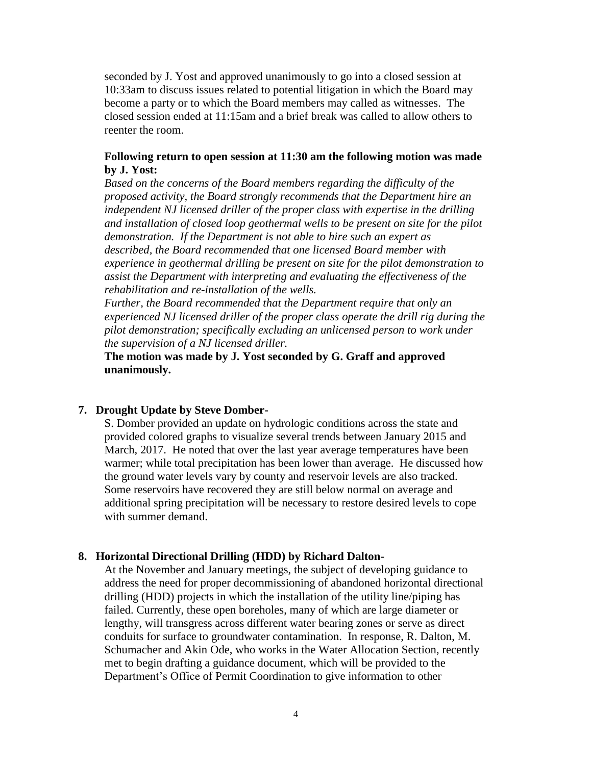seconded by J. Yost and approved unanimously to go into a closed session at 10:33am to discuss issues related to potential litigation in which the Board may become a party or to which the Board members may called as witnesses. The closed session ended at 11:15am and a brief break was called to allow others to reenter the room.

**Following return to open session at 11:30 am the following motion was made by J. Yost:**

*Based on the concerns of the Board members regarding the difficulty of the proposed activity, the Board strongly recommends that the Department hire an independent NJ licensed driller of the proper class with expertise in the drilling and installation of closed loop geothermal wells to be present on site for the pilot demonstration. If the Department is not able to hire such an expert as described, the Board recommended that one licensed Board member with experience in geothermal drilling be present on site for the pilot demonstration to assist the Department with interpreting and evaluating the effectiveness of the rehabilitation and re-installation of the wells.*

*Further, the Board recommended that the Department require that only an experienced NJ licensed driller of the proper class operate the drill rig during the pilot demonstration; specifically excluding an unlicensed person to work under the supervision of a NJ licensed driller.*

**The motion was made by J. Yost seconded by G. Graff and approved unanimously.**

**7. Drought Update by Steve Domber-**

S. Domber provided an update on hydrologic conditions across the state and provided colored graphs to visualize several trends between January 2015 and March, 2017. He noted that over the last year average temperatures have been warmer; while total precipitation has been lower than average. He discussed how the ground water levels vary by county and reservoir levels are also tracked. Some reservoirs have recovered they are still below normal on average and additional spring precipitation will be necessary to restore desired levels to cope with summer demand.

**8. Horizontal Directional Drilling (HDD) by Richard Dalton-**

At the November and January meetings, the subject of developing guidance to address the need for proper decommissioning of abandoned horizontal directional drilling (HDD) projects in which the installation of the utility line/piping has failed. Currently, these open boreholes, many of which are large diameter or lengthy, will transgress across different water bearing zones or serve as direct conduits for surface to groundwater contamination. In response, R. Dalton, M. Schumacher and Akin Ode, who works in the Water Allocation Section, recently met to begin drafting a guidance document, which will be provided to the Department's Office of Permit Coordination to give information to other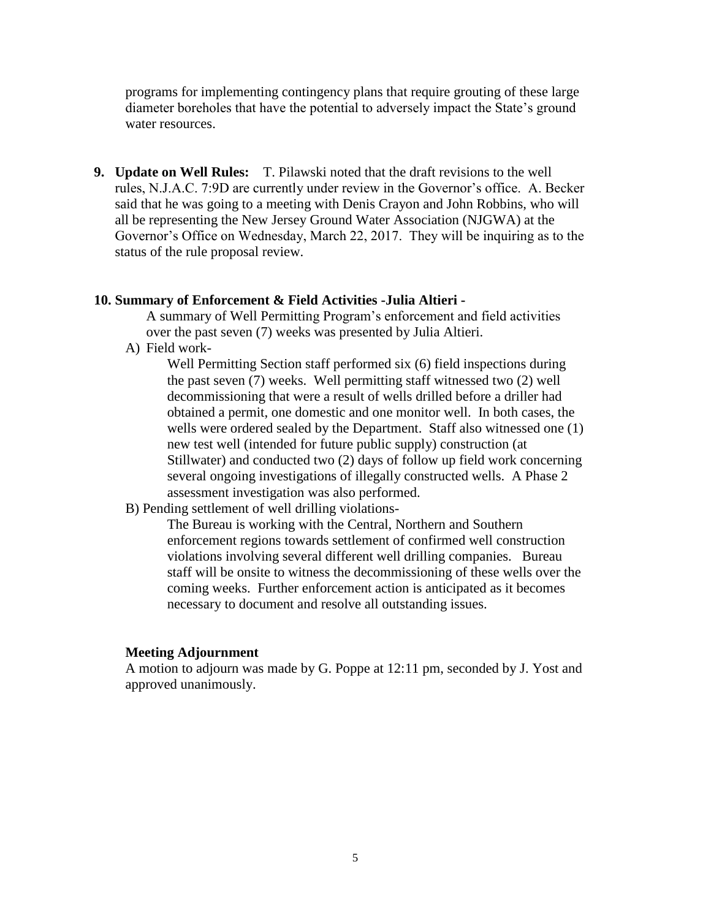programs for implementing contingency plans that require grouting of these large diameter boreholes that have the potential to adversely impact the State's ground water resources.

9. **Update on Well Rules:** T. Pilawski noted that the draft revisions to the well rules, N.J.A.C. 7:9D are currently under review in the Governor's office. A. Becker said that he was going to a meeting with Denis Crayon and John Robbins, who will all be representing the New Jersey Ground Water Association (NJGWA) at the Governor's Office on Wednesday, March 22, 2017. They will be inquiring as to the status of the rule proposal review.

10. **Summary of Enforcement & Field Activities -Julia Altieri -**

    A summary of Well Permitting Program's enforcement and field activities over the past seven (7) weeks was presented by Julia Altieri.

    A) Field work-

    Well Permitting Section staff performed six (6) field inspections during the past seven (7) weeks. Well permitting staff witnessed two (2) well decommissioning that were a result of wells drilled before a driller had obtained a permit, one domestic and one monitor well. In both cases, the wells were ordered sealed by the Department. Staff also witnessed one (1) new test well (intended for future public supply) construction (at Stillwater) and conducted two (2) days of follow up field work concerning several ongoing investigations of illegally constructed wells. A Phase 2 assessment investigation was also performed.

    B) Pending settlement of well drilling violations-

    The Bureau is working with the Central, Northern and Southern enforcement regions towards settlement of confirmed well construction violations involving several different well drilling companies. Bureau staff will be onsite to witness the decommissioning of these wells over the coming weeks. Further enforcement action is anticipated as it becomes necessary to document and resolve all outstanding issues.

**Meeting Adjournment**

A motion to adjourn was made by G. Poppe at 12:11 pm, seconded by J. Yost and approved unanimously.